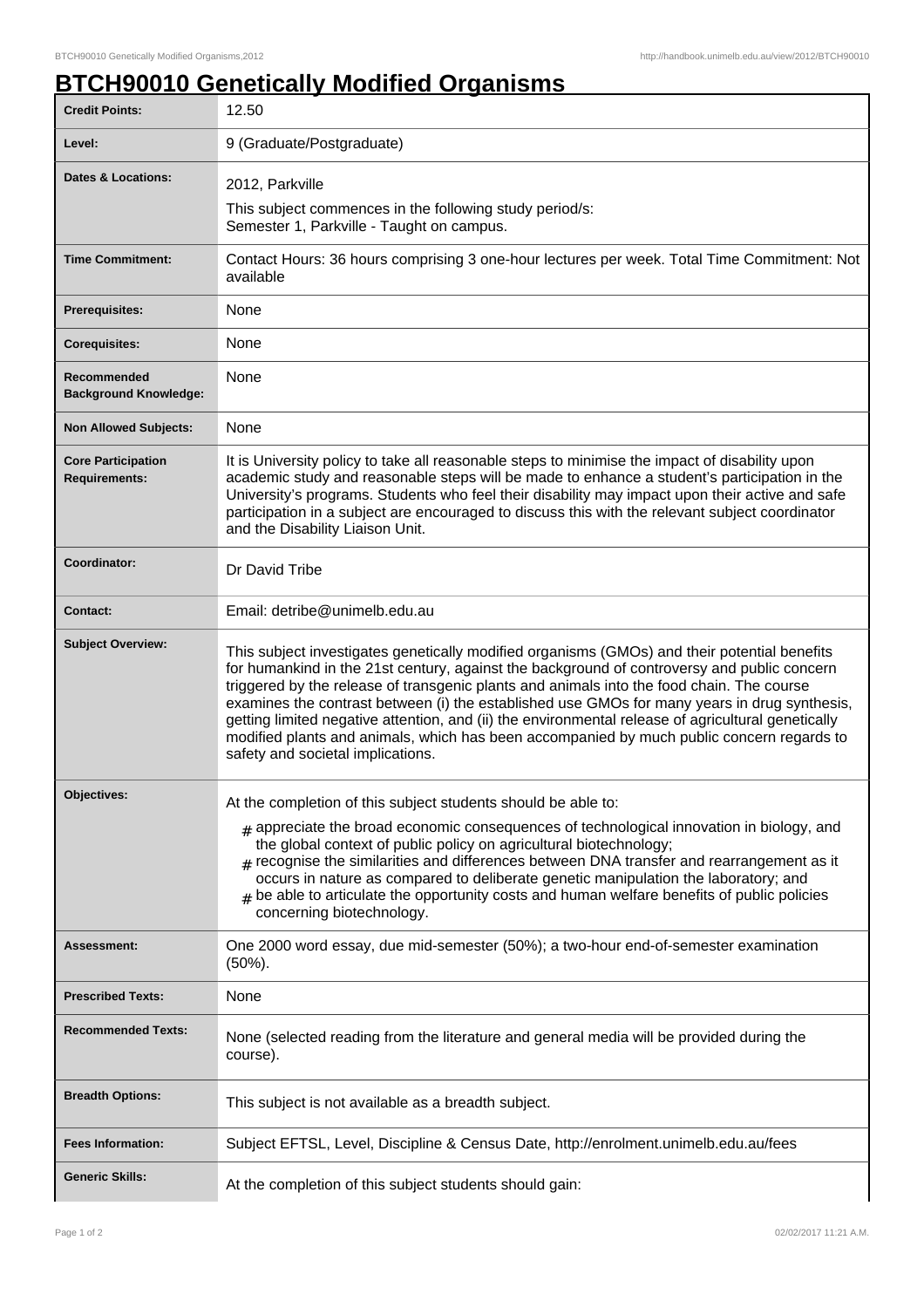# BTCH90010 Genetically Modified Organisms

| | |
|---|---|
| **Credit Points:** | 12.50 |
| **Level:** | 9 (Graduate/Postgraduate) |
| **Dates & Locations:** | 2012, Parkville<br>This subject commences in the following study period/s:<br>Semester 1, Parkville - Taught on campus. |
| **Time Commitment:** | Contact Hours: 36 hours comprising 3 one-hour lectures per week. Total Time Commitment: Not available |
| **Prerequisites:** | None |
| **Corequisites:** | None |
| **Recommended Background Knowledge:** | None |
| **Non Allowed Subjects:** | None |
| **Core Participation Requirements:** | It is University policy to take all reasonable steps to minimise the impact of disability upon academic study and reasonable steps will be made to enhance a student's participation in the University's programs. Students who feel their disability may impact upon their active and safe participation in a subject are encouraged to discuss this with the relevant subject coordinator and the Disability Liaison Unit. |
| **Coordinator:** | Dr David Tribe |
| **Contact:** | Email: detribe@unimelb.edu.au |
| **Subject Overview:** | This subject investigates genetically modified organisms (GMOs) and their potential benefits for humankind in the 21st century, against the background of controversy and public concern triggered by the release of transgenic plants and animals into the food chain. The course examines the contrast between (i) the established use GMOs for many years in drug synthesis, getting limited negative attention, and (ii) the environmental release of agricultural genetically modified plants and animals, which has been accompanied by much public concern regards to safety and societal implications. |
| **Objectives:** | At the completion of this subject students should be able to:<br># appreciate the broad economic consequences of technological innovation in biology, and the global context of public policy on agricultural biotechnology;<br># recognise the similarities and differences between DNA transfer and rearrangement as it occurs in nature as compared to deliberate genetic manipulation the laboratory; and<br># be able to articulate the opportunity costs and human welfare benefits of public policies concerning biotechnology. |
| **Assessment:** | One 2000 word essay, due mid-semester (50%); a two-hour end-of-semester examination (50%). |
| **Prescribed Texts:** | None |
| **Recommended Texts:** | None (selected reading from the literature and general media will be provided during the course). |
| **Breadth Options:** | This subject is not available as a breadth subject. |
| **Fees Information:** | Subject EFTSL, Level, Discipline & Census Date, http://enrolment.unimelb.edu.au/fees |
| **Generic Skills:** | At the completion of this subject students should gain: |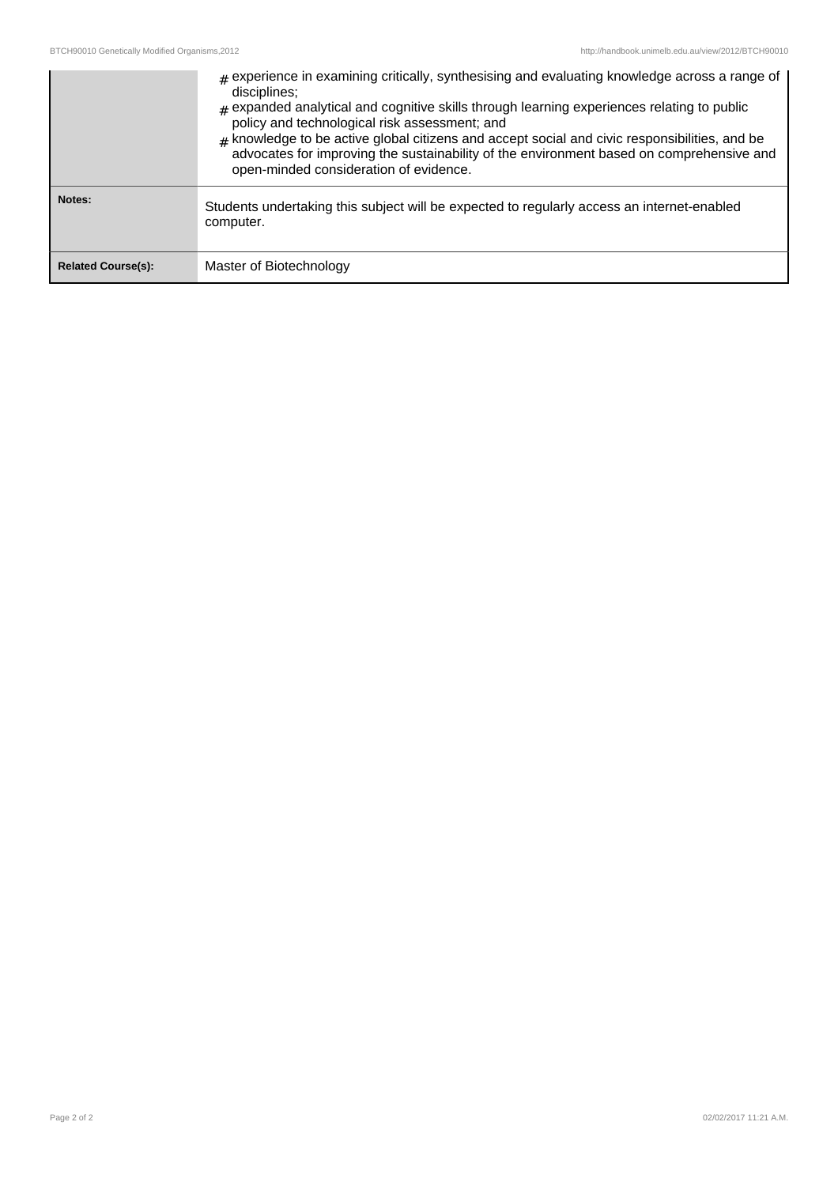| | |
|---|---|
| | # experience in examining critically, synthesising and evaluating knowledge across a range of disciplines;<br># expanded analytical and cognitive skills through learning experiences relating to public policy and technological risk assessment; and<br># knowledge to be active global citizens and accept social and civic responsibilities, and be advocates for improving the sustainability of the environment based on comprehensive and open-minded consideration of evidence. |
| **Notes:** | Students undertaking this subject will be expected to regularly access an internet-enabled computer. |
| **Related Course(s):** | Master of Biotechnology |